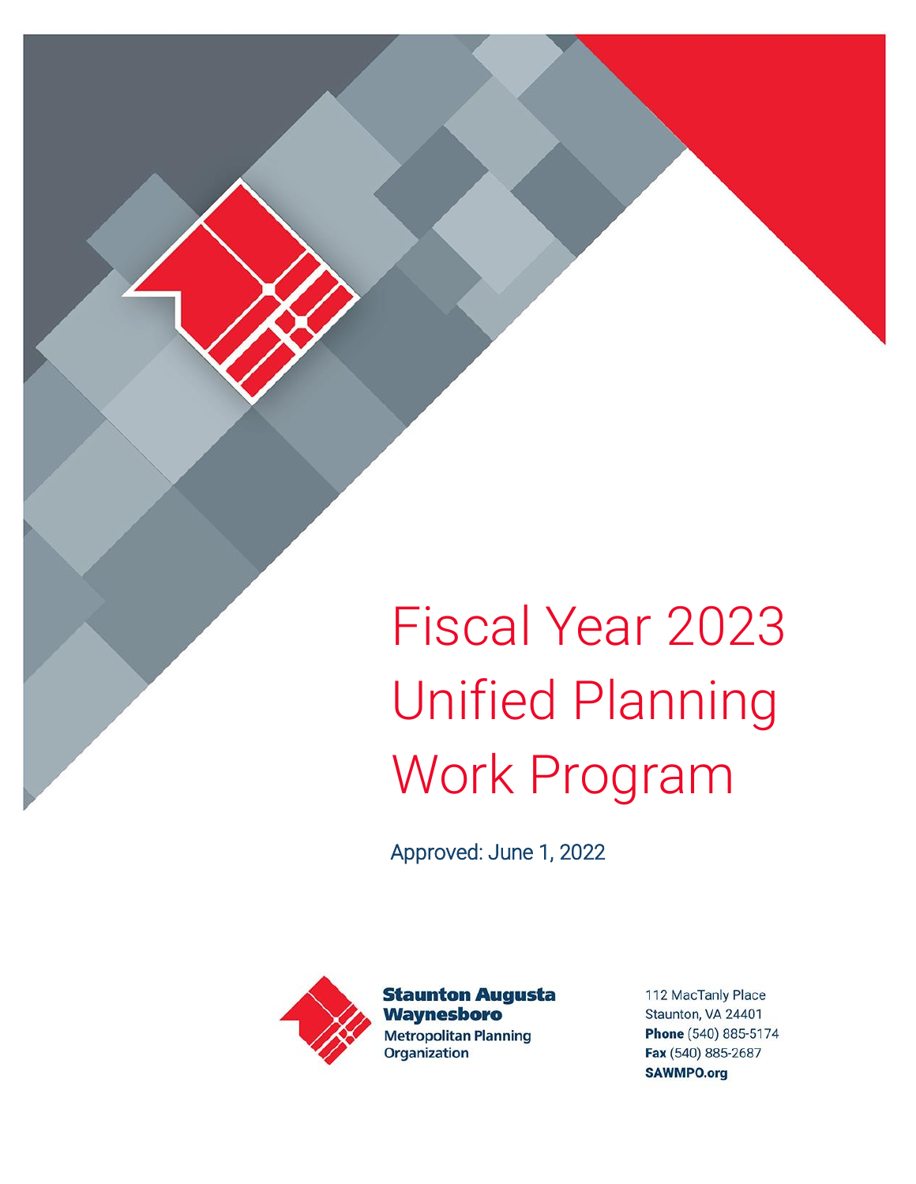# Fiscal Year 2023 Unified Planning Work Program

Approved: June 1, 2022

**Staunton Augusta Waynesboro**
Metropolitan Planning Organization

112 MacTanly Place
Staunton, VA 24401
**Phone** (540) 885-5174
**Fax** (540) 885-2687
**SAWMPO.org**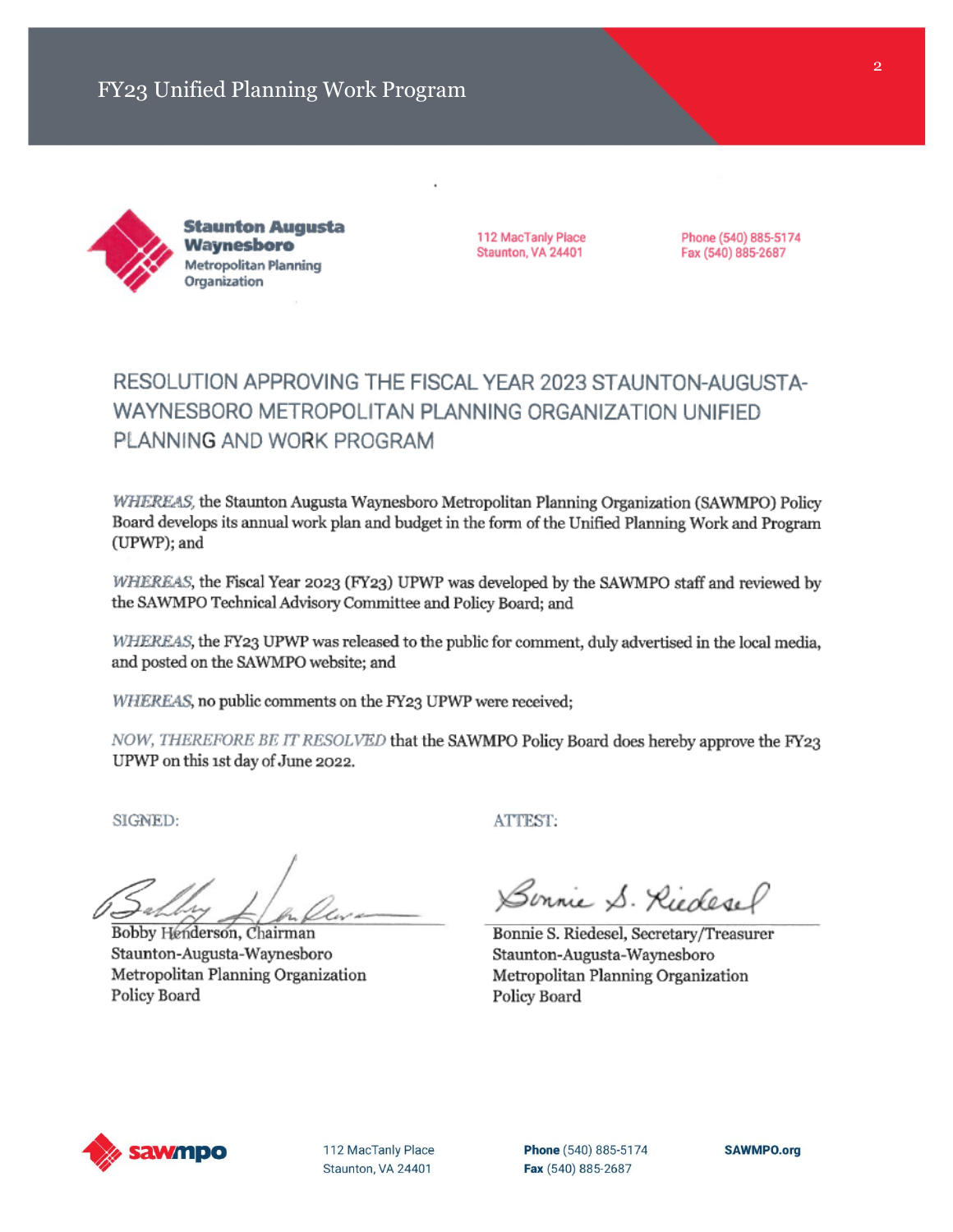**Staunton Augusta Waynesboro**
Metropolitan Planning Organization

112 MacTanly Place
Staunton, VA 24401

Phone (540) 885-5174
Fax (540) 885-2687

## RESOLUTION APPROVING THE FISCAL YEAR 2023 STAUNTON-AUGUSTA-WAYNESBORO METROPOLITAN PLANNING ORGANIZATION UNIFIED PLANNING AND WORK PROGRAM

*WHEREAS*, the Staunton Augusta Waynesboro Metropolitan Planning Organization (SAWMPO) Policy Board develops its annual work plan and budget in the form of the Unified Planning Work and Program (UPWP); and

*WHEREAS*, the Fiscal Year 2023 (FY23) UPWP was developed by the SAWMPO staff and reviewed by the SAWMPO Technical Advisory Committee and Policy Board; and

*WHEREAS*, the FY23 UPWP was released to the public for comment, duly advertised in the local media, and posted on the SAWMPO website; and

*WHEREAS*, no public comments on the FY23 UPWP were received;

*NOW, THEREFORE BE IT RESOLVED* that the SAWMPO Policy Board does hereby approve the FY23 UPWP on this 1st day of June 2022.

SIGNED:

Bobby Henderson, Chairman
Staunton-Augusta-Waynesboro
Metropolitan Planning Organization
Policy Board

ATTEST:

Bonnie S. Riedesel, Secretary/Treasurer
Staunton-Augusta-Waynesboro
Metropolitan Planning Organization
Policy Board

sawmpo

112 MacTanly Place
Staunton, VA 24401

**Phone** (540) 885-5174
**Fax** (540) 885-2687

**SAWMPO.org**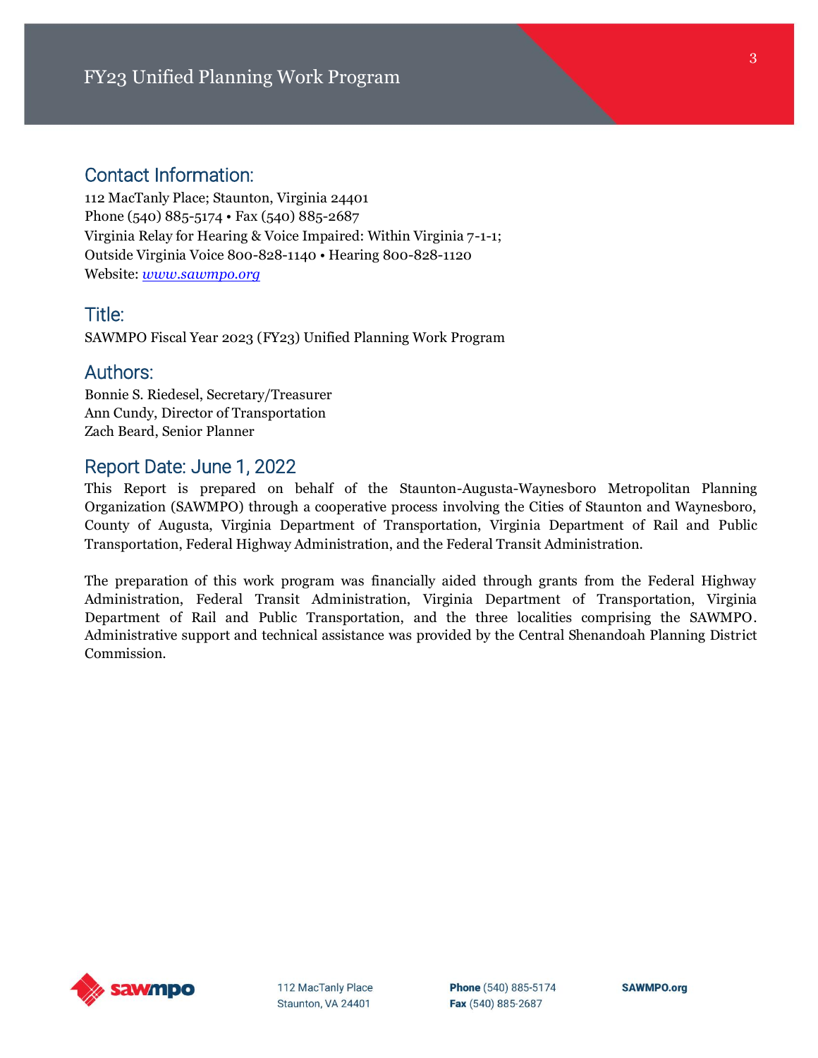## Contact Information:

112 MacTanly Place; Staunton, Virginia 24401
Phone (540) 885-5174 • Fax (540) 885-2687
Virginia Relay for Hearing & Voice Impaired: Within Virginia 7-1-1;
Outside Virginia Voice 800-828-1140 • Hearing 800-828-1120
Website: *www.sawmpo.org*

## Title:

SAWMPO Fiscal Year 2023 (FY23) Unified Planning Work Program

## Authors:

Bonnie S. Riedesel, Secretary/Treasurer
Ann Cundy, Director of Transportation
Zach Beard, Senior Planner

## Report Date: June 1, 2022

This Report is prepared on behalf of the Staunton-Augusta-Waynesboro Metropolitan Planning Organization (SAWMPO) through a cooperative process involving the Cities of Staunton and Waynesboro, County of Augusta, Virginia Department of Transportation, Virginia Department of Rail and Public Transportation, Federal Highway Administration, and the Federal Transit Administration.

The preparation of this work program was financially aided through grants from the Federal Highway Administration, Federal Transit Administration, Virginia Department of Transportation, Virginia Department of Rail and Public Transportation, and the three localities comprising the SAWMPO. Administrative support and technical assistance was provided by the Central Shenandoah Planning District Commission.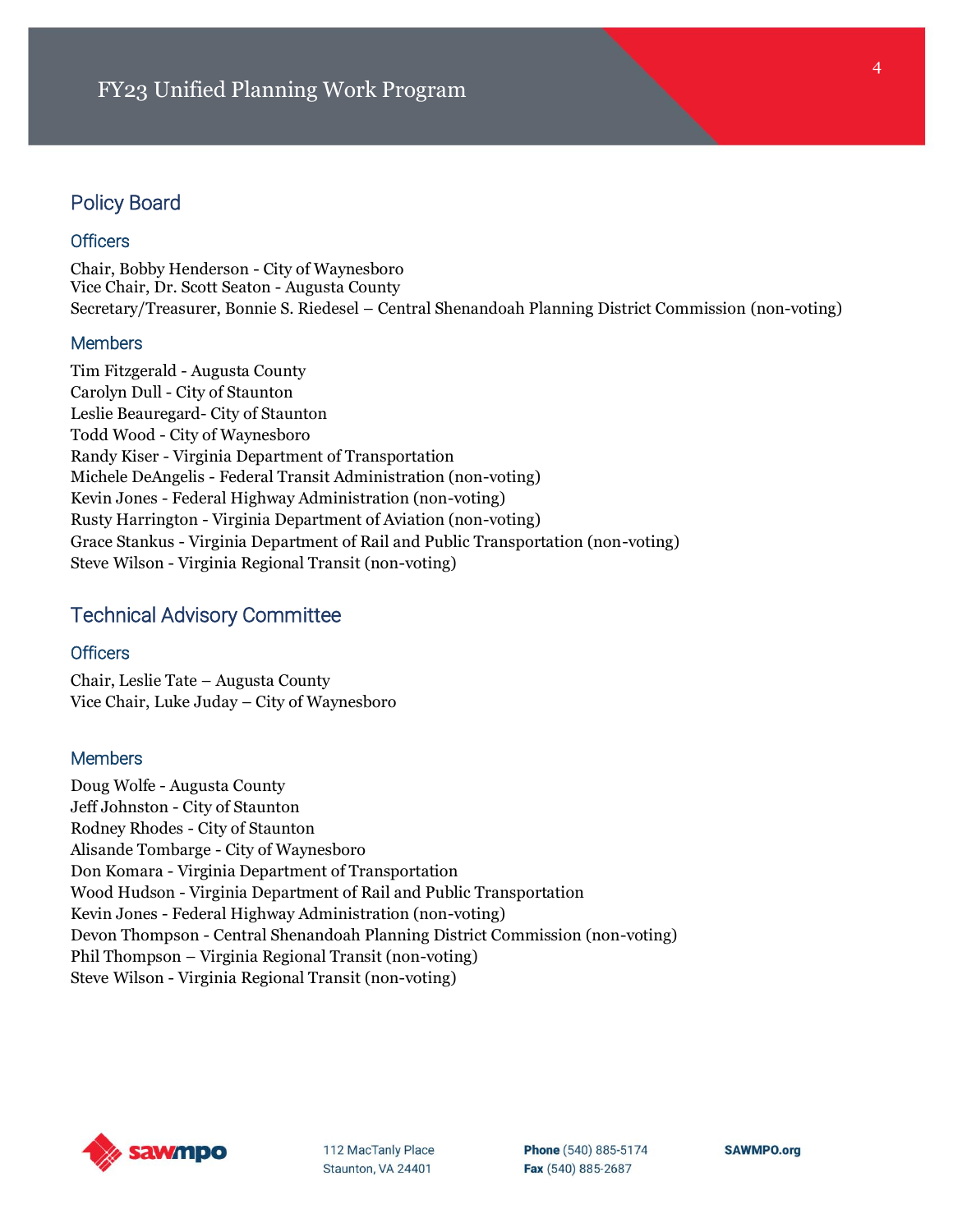## Policy Board

### Officers

Chair, Bobby Henderson - City of Waynesboro
Vice Chair, Dr. Scott Seaton - Augusta County
Secretary/Treasurer, Bonnie S. Riedesel – Central Shenandoah Planning District Commission (non-voting)

### Members

Tim Fitzgerald - Augusta County
Carolyn Dull - City of Staunton
Leslie Beauregard- City of Staunton
Todd Wood - City of Waynesboro
Randy Kiser - Virginia Department of Transportation
Michele DeAngelis - Federal Transit Administration (non-voting)
Kevin Jones - Federal Highway Administration (non-voting)
Rusty Harrington - Virginia Department of Aviation (non-voting)
Grace Stankus - Virginia Department of Rail and Public Transportation (non-voting)
Steve Wilson - Virginia Regional Transit (non-voting)

## Technical Advisory Committee

### Officers

Chair, Leslie Tate – Augusta County
Vice Chair, Luke Juday – City of Waynesboro

### Members

Doug Wolfe - Augusta County
Jeff Johnston - City of Staunton
Rodney Rhodes - City of Staunton
Alisande Tombarge - City of Waynesboro
Don Komara - Virginia Department of Transportation
Wood Hudson - Virginia Department of Rail and Public Transportation
Kevin Jones - Federal Highway Administration (non-voting)
Devon Thompson - Central Shenandoah Planning District Commission (non-voting)
Phil Thompson – Virginia Regional Transit (non-voting)
Steve Wilson - Virginia Regional Transit (non-voting)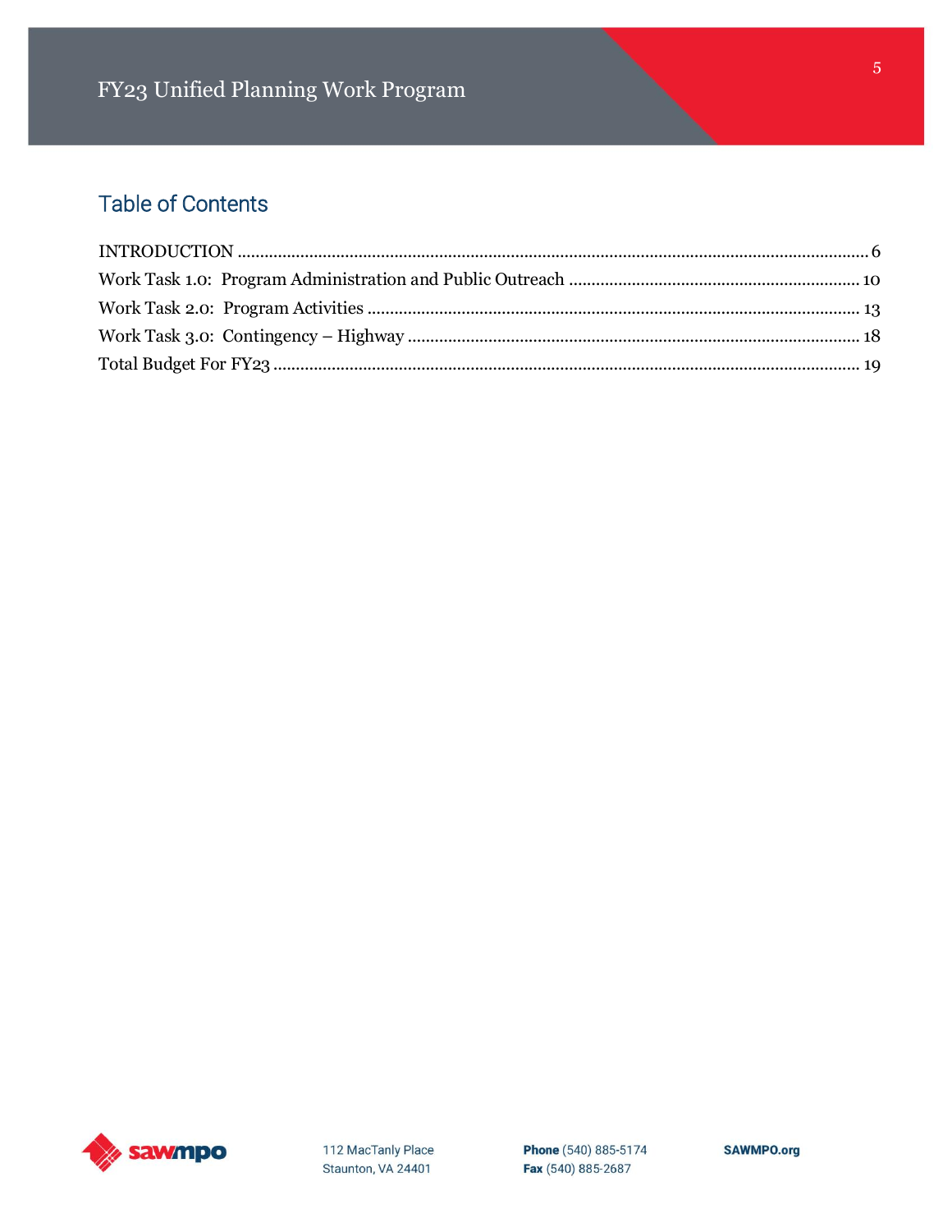## Table of Contents

INTRODUCTION ........................................................................................................................ 6
Work Task 1.0: Program Administration and Public Outreach ................................................ 10
Work Task 2.0: Program Activities ........................................................................................... 13
Work Task 3.0: Contingency – Highway .................................................................................. 18
Total Budget For FY23 .............................................................................................................. 19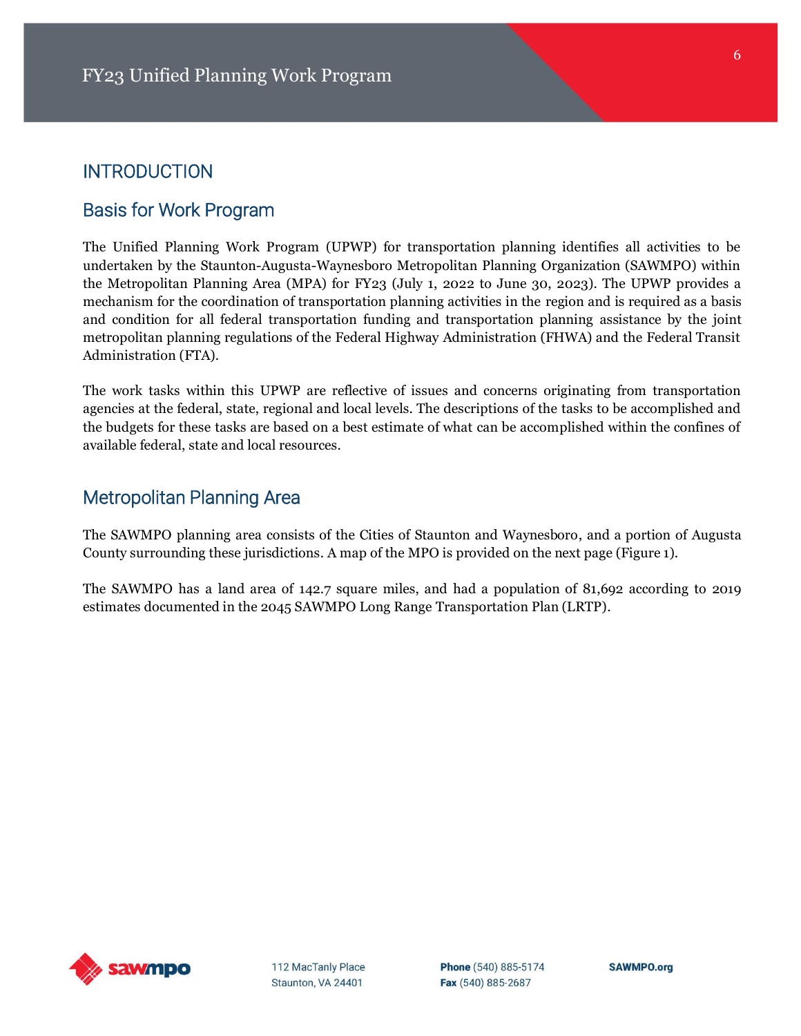# INTRODUCTION

## Basis for Work Program

The Unified Planning Work Program (UPWP) for transportation planning identifies all activities to be undertaken by the Staunton-Augusta-Waynesboro Metropolitan Planning Organization (SAWMPO) within the Metropolitan Planning Area (MPA) for FY23 (July 1, 2022 to June 30, 2023). The UPWP provides a mechanism for the coordination of transportation planning activities in the region and is required as a basis and condition for all federal transportation funding and transportation planning assistance by the joint metropolitan planning regulations of the Federal Highway Administration (FHWA) and the Federal Transit Administration (FTA).

The work tasks within this UPWP are reflective of issues and concerns originating from transportation agencies at the federal, state, regional and local levels. The descriptions of the tasks to be accomplished and the budgets for these tasks are based on a best estimate of what can be accomplished within the confines of available federal, state and local resources.

## Metropolitan Planning Area

The SAWMPO planning area consists of the Cities of Staunton and Waynesboro, and a portion of Augusta County surrounding these jurisdictions. A map of the MPO is provided on the next page (Figure 1).

The SAWMPO has a land area of 142.7 square miles, and had a population of 81,692 according to 2019 estimates documented in the 2045 SAWMPO Long Range Transportation Plan (LRTP).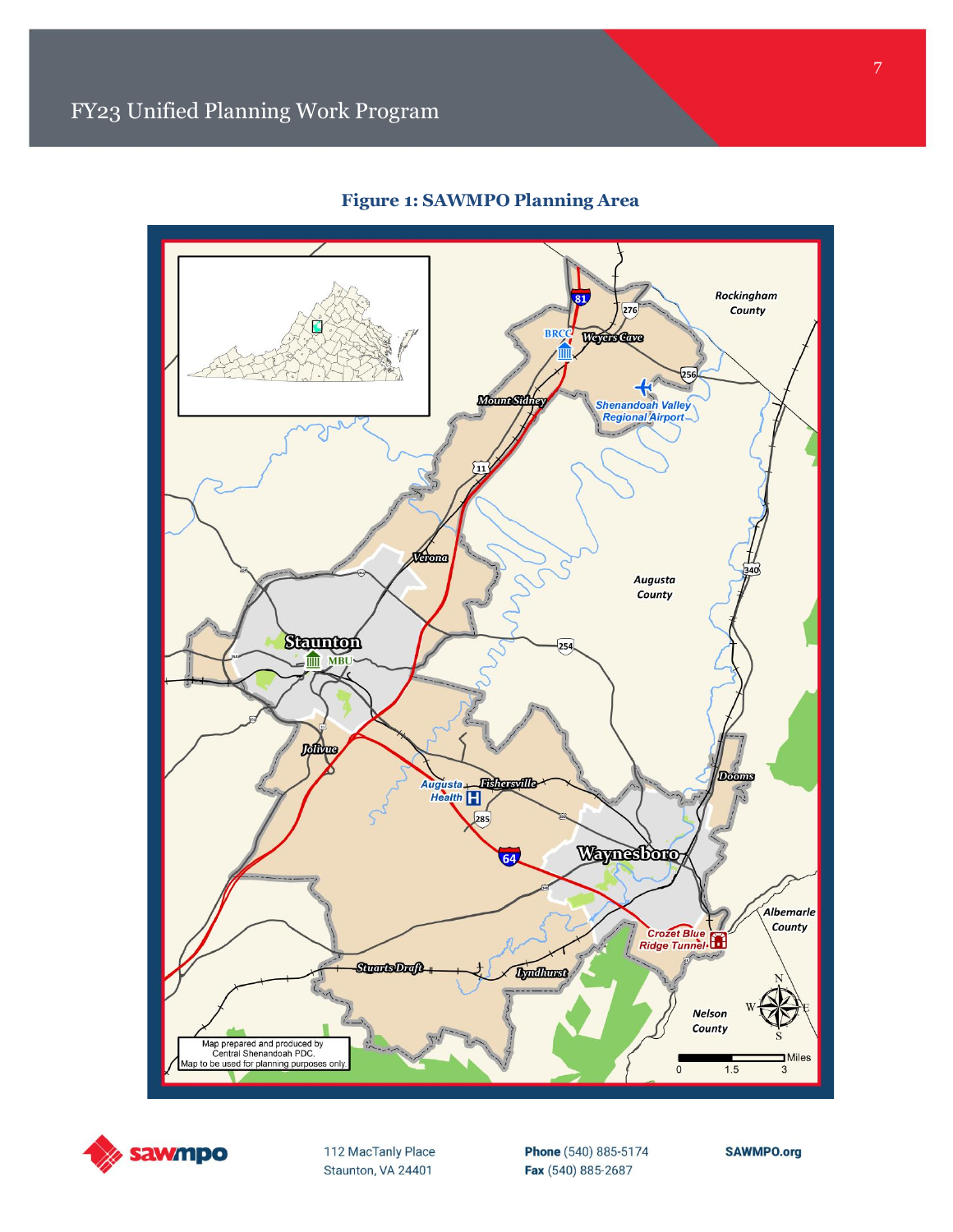**Figure 1: SAWMPO Planning Area**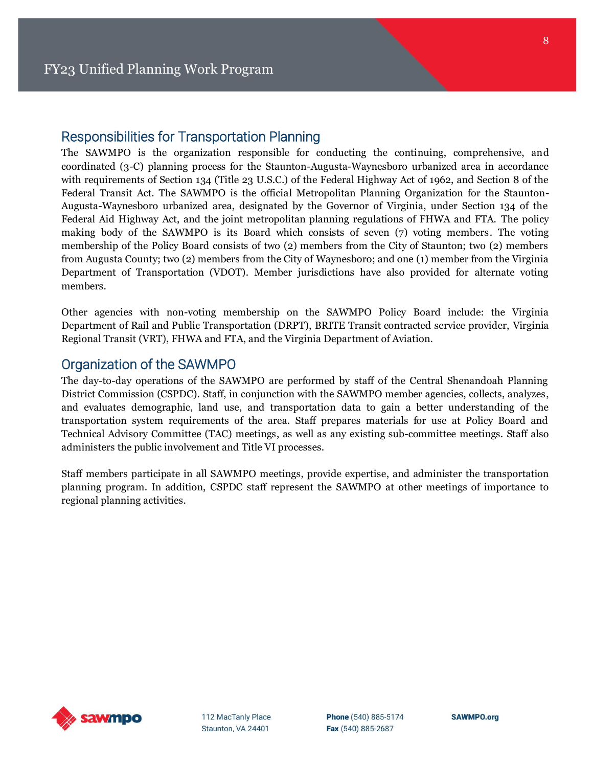## Responsibilities for Transportation Planning

The SAWMPO is the organization responsible for conducting the continuing, comprehensive, and coordinated (3-C) planning process for the Staunton-Augusta-Waynesboro urbanized area in accordance with requirements of Section 134 (Title 23 U.S.C.) of the Federal Highway Act of 1962, and Section 8 of the Federal Transit Act. The SAWMPO is the official Metropolitan Planning Organization for the Staunton-Augusta-Waynesboro urbanized area, designated by the Governor of Virginia, under Section 134 of the Federal Aid Highway Act, and the joint metropolitan planning regulations of FHWA and FTA. The policy making body of the SAWMPO is its Board which consists of seven (7) voting members. The voting membership of the Policy Board consists of two (2) members from the City of Staunton; two (2) members from Augusta County; two (2) members from the City of Waynesboro; and one (1) member from the Virginia Department of Transportation (VDOT). Member jurisdictions have also provided for alternate voting members.

Other agencies with non-voting membership on the SAWMPO Policy Board include: the Virginia Department of Rail and Public Transportation (DRPT), BRITE Transit contracted service provider, Virginia Regional Transit (VRT), FHWA and FTA, and the Virginia Department of Aviation.

## Organization of the SAWMPO

The day-to-day operations of the SAWMPO are performed by staff of the Central Shenandoah Planning District Commission (CSPDC). Staff, in conjunction with the SAWMPO member agencies, collects, analyzes, and evaluates demographic, land use, and transportation data to gain a better understanding of the transportation system requirements of the area. Staff prepares materials for use at Policy Board and Technical Advisory Committee (TAC) meetings, as well as any existing sub-committee meetings. Staff also administers the public involvement and Title VI processes.

Staff members participate in all SAWMPO meetings, provide expertise, and administer the transportation planning program. In addition, CSPDC staff represent the SAWMPO at other meetings of importance to regional planning activities.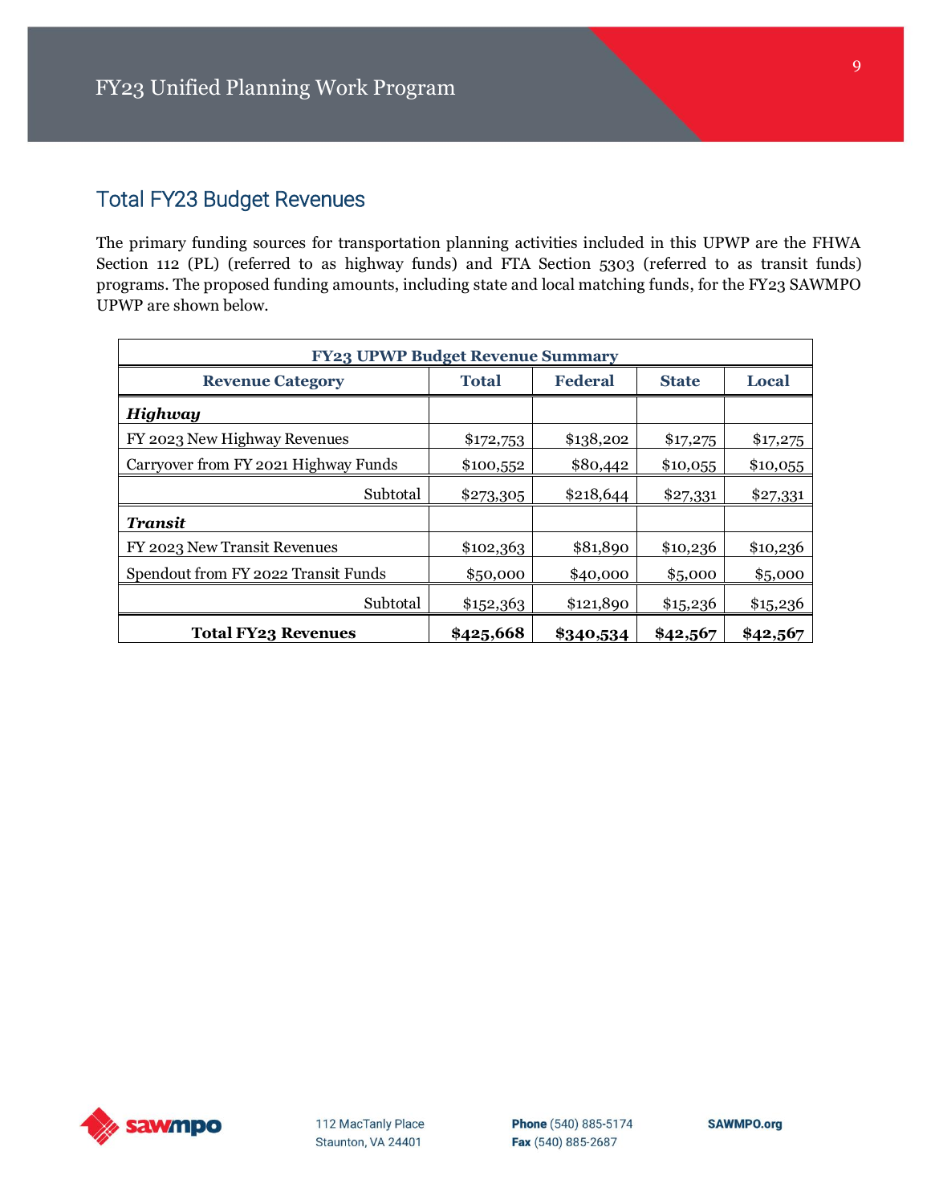## Total FY23 Budget Revenues

The primary funding sources for transportation planning activities included in this UPWP are the FHWA Section 112 (PL) (referred to as highway funds) and FTA Section 5303 (referred to as transit funds) programs. The proposed funding amounts, including state and local matching funds, for the FY23 SAWMPO UPWP are shown below.

| FY23 UPWP Budget Revenue Summary | | | | |
|---|---|---|---|---|
| **Revenue Category** | **Total** | **Federal** | **State** | **Local** |
| ***Highway*** | | | | |
| FY 2023 New Highway Revenues | $172,753 | $138,202 | $17,275 | $17,275 |
| Carryover from FY 2021 Highway Funds | $100,552 | $80,442 | $10,055 | $10,055 |
| Subtotal | $273,305 | $218,644 | $27,331 | $27,331 |
| ***Transit*** | | | | |
| FY 2023 New Transit Revenues | $102,363 | $81,890 | $10,236 | $10,236 |
| Spendout from FY 2022 Transit Funds | $50,000 | $40,000 | $5,000 | $5,000 |
| Subtotal | $152,363 | $121,890 | $15,236 | $15,236 |
| **Total FY23 Revenues** | **$425,668** | **$340,534** | **$42,567** | **$42,567** |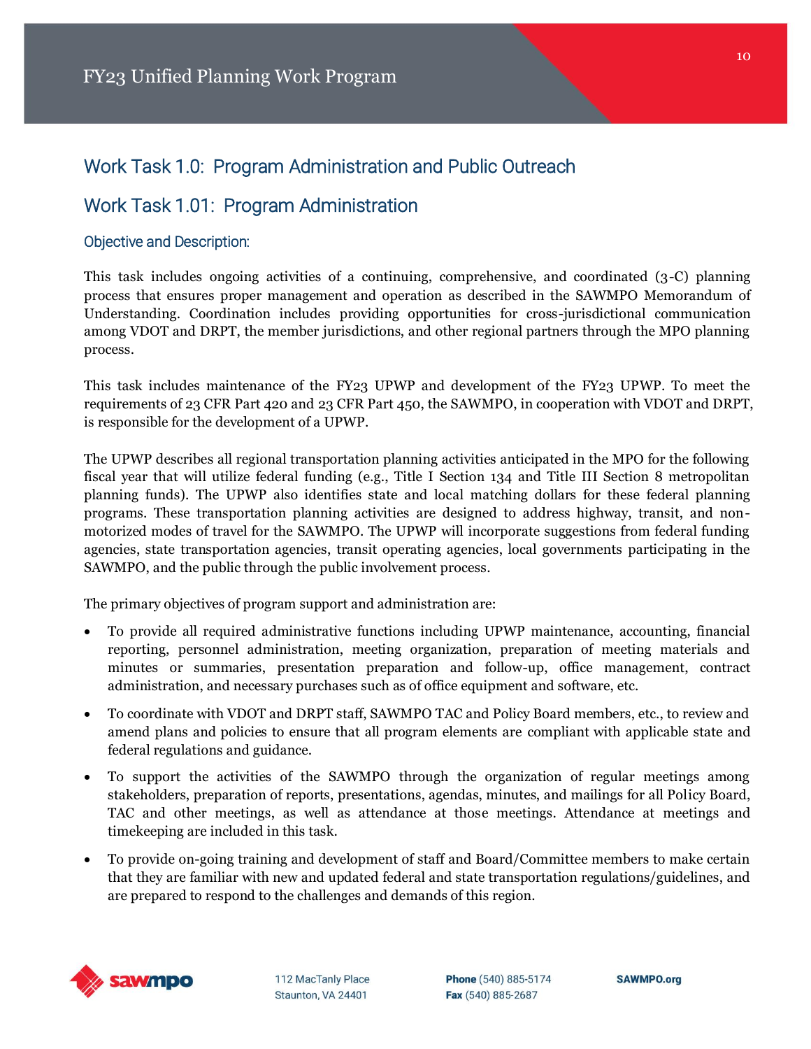## Work Task 1.0: Program Administration and Public Outreach

## Work Task 1.01: Program Administration

### Objective and Description:

This task includes ongoing activities of a continuing, comprehensive, and coordinated (3-C) planning process that ensures proper management and operation as described in the SAWMPO Memorandum of Understanding. Coordination includes providing opportunities for cross-jurisdictional communication among VDOT and DRPT, the member jurisdictions, and other regional partners through the MPO planning process.

This task includes maintenance of the FY23 UPWP and development of the FY23 UPWP. To meet the requirements of 23 CFR Part 420 and 23 CFR Part 450, the SAWMPO, in cooperation with VDOT and DRPT, is responsible for the development of a UPWP.

The UPWP describes all regional transportation planning activities anticipated in the MPO for the following fiscal year that will utilize federal funding (e.g., Title I Section 134 and Title III Section 8 metropolitan planning funds). The UPWP also identifies state and local matching dollars for these federal planning programs. These transportation planning activities are designed to address highway, transit, and non-motorized modes of travel for the SAWMPO. The UPWP will incorporate suggestions from federal funding agencies, state transportation agencies, transit operating agencies, local governments participating in the SAWMPO, and the public through the public involvement process.

The primary objectives of program support and administration are:

- To provide all required administrative functions including UPWP maintenance, accounting, financial reporting, personnel administration, meeting organization, preparation of meeting materials and minutes or summaries, presentation preparation and follow-up, office management, contract administration, and necessary purchases such as of office equipment and software, etc.
- To coordinate with VDOT and DRPT staff, SAWMPO TAC and Policy Board members, etc., to review and amend plans and policies to ensure that all program elements are compliant with applicable state and federal regulations and guidance.
- To support the activities of the SAWMPO through the organization of regular meetings among stakeholders, preparation of reports, presentations, agendas, minutes, and mailings for all Policy Board, TAC and other meetings, as well as attendance at those meetings. Attendance at meetings and timekeeping are included in this task.
- To provide on-going training and development of staff and Board/Committee members to make certain that they are familiar with new and updated federal and state transportation regulations/guidelines, and are prepared to respond to the challenges and demands of this region.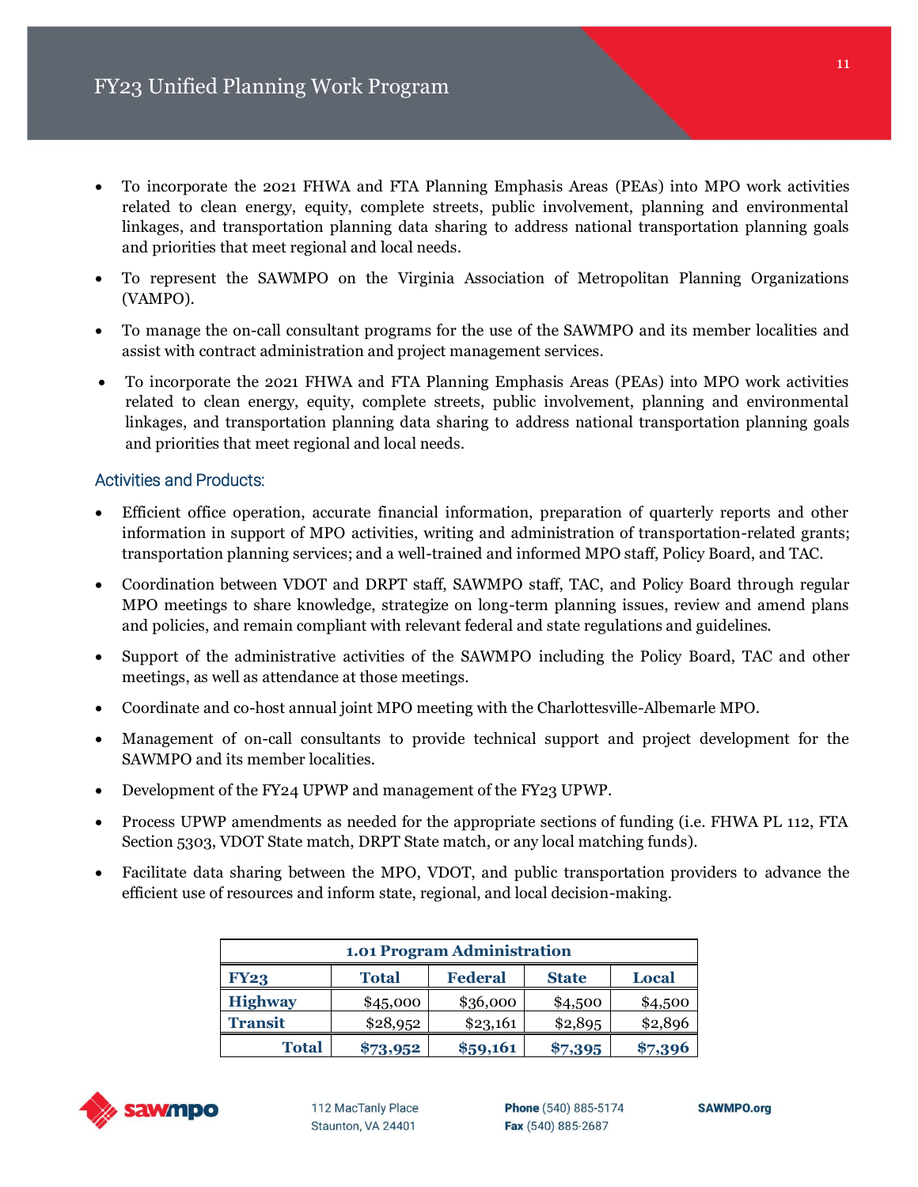- To incorporate the 2021 FHWA and FTA Planning Emphasis Areas (PEAs) into MPO work activities related to clean energy, equity, complete streets, public involvement, planning and environmental linkages, and transportation planning data sharing to address national transportation planning goals and priorities that meet regional and local needs.
- To represent the SAWMPO on the Virginia Association of Metropolitan Planning Organizations (VAMPO).
- To manage the on-call consultant programs for the use of the SAWMPO and its member localities and assist with contract administration and project management services.
- To incorporate the 2021 FHWA and FTA Planning Emphasis Areas (PEAs) into MPO work activities related to clean energy, equity, complete streets, public involvement, planning and environmental linkages, and transportation planning data sharing to address national transportation planning goals and priorities that meet regional and local needs.

### Activities and Products:

- Efficient office operation, accurate financial information, preparation of quarterly reports and other information in support of MPO activities, writing and administration of transportation-related grants; transportation planning services; and a well-trained and informed MPO staff, Policy Board, and TAC.
- Coordination between VDOT and DRPT staff, SAWMPO staff, TAC, and Policy Board through regular MPO meetings to share knowledge, strategize on long-term planning issues, review and amend plans and policies, and remain compliant with relevant federal and state regulations and guidelines.
- Support of the administrative activities of the SAWMPO including the Policy Board, TAC and other meetings, as well as attendance at those meetings.
- Coordinate and co-host annual joint MPO meeting with the Charlottesville-Albemarle MPO.
- Management of on-call consultants to provide technical support and project development for the SAWMPO and its member localities.
- Development of the FY24 UPWP and management of the FY23 UPWP.
- Process UPWP amendments as needed for the appropriate sections of funding (i.e. FHWA PL 112, FTA Section 5303, VDOT State match, DRPT State match, or any local matching funds).
- Facilitate data sharing between the MPO, VDOT, and public transportation providers to advance the efficient use of resources and inform state, regional, and local decision-making.

| 1.01 Program Administration | | | | |
|---|---|---|---|---|
| **FY23** | **Total** | **Federal** | **State** | **Local** |
| **Highway** | $45,000 | $36,000 | $4,500 | $4,500 |
| **Transit** | $28,952 | $23,161 | $2,895 | $2,896 |
| **Total** | **$73,952** | **$59,161** | **$7,395** | **$7,396** |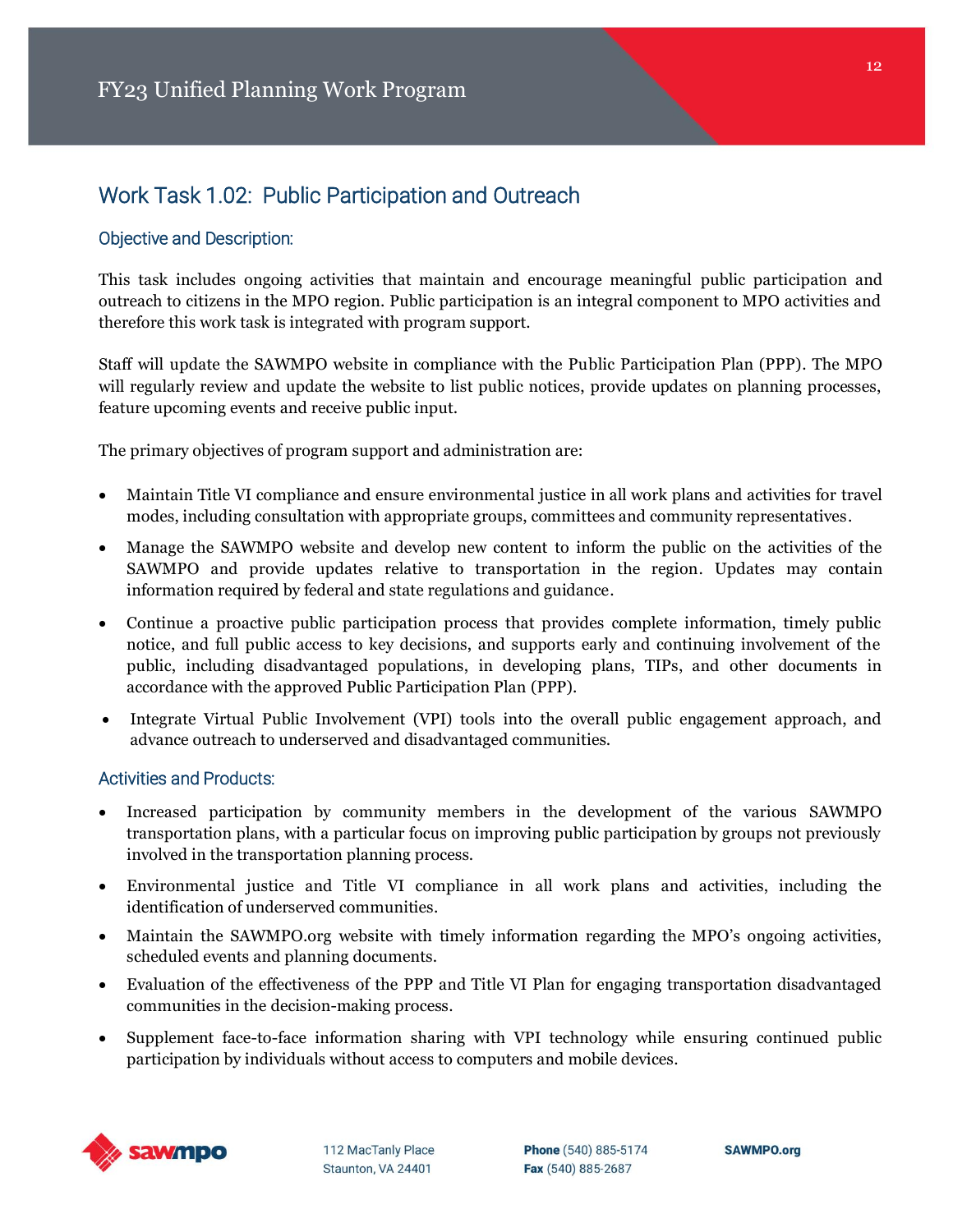## Work Task 1.02: Public Participation and Outreach

### Objective and Description:

This task includes ongoing activities that maintain and encourage meaningful public participation and outreach to citizens in the MPO region. Public participation is an integral component to MPO activities and therefore this work task is integrated with program support.

Staff will update the SAWMPO website in compliance with the Public Participation Plan (PPP). The MPO will regularly review and update the website to list public notices, provide updates on planning processes, feature upcoming events and receive public input.

The primary objectives of program support and administration are:

- Maintain Title VI compliance and ensure environmental justice in all work plans and activities for travel modes, including consultation with appropriate groups, committees and community representatives.
- Manage the SAWMPO website and develop new content to inform the public on the activities of the SAWMPO and provide updates relative to transportation in the region. Updates may contain information required by federal and state regulations and guidance.
- Continue a proactive public participation process that provides complete information, timely public notice, and full public access to key decisions, and supports early and continuing involvement of the public, including disadvantaged populations, in developing plans, TIPs, and other documents in accordance with the approved Public Participation Plan (PPP).
- Integrate Virtual Public Involvement (VPI) tools into the overall public engagement approach, and advance outreach to underserved and disadvantaged communities.

### Activities and Products:

- Increased participation by community members in the development of the various SAWMPO transportation plans, with a particular focus on improving public participation by groups not previously involved in the transportation planning process.
- Environmental justice and Title VI compliance in all work plans and activities, including the identification of underserved communities.
- Maintain the SAWMPO.org website with timely information regarding the MPO's ongoing activities, scheduled events and planning documents.
- Evaluation of the effectiveness of the PPP and Title VI Plan for engaging transportation disadvantaged communities in the decision-making process.
- Supplement face-to-face information sharing with VPI technology while ensuring continued public participation by individuals without access to computers and mobile devices.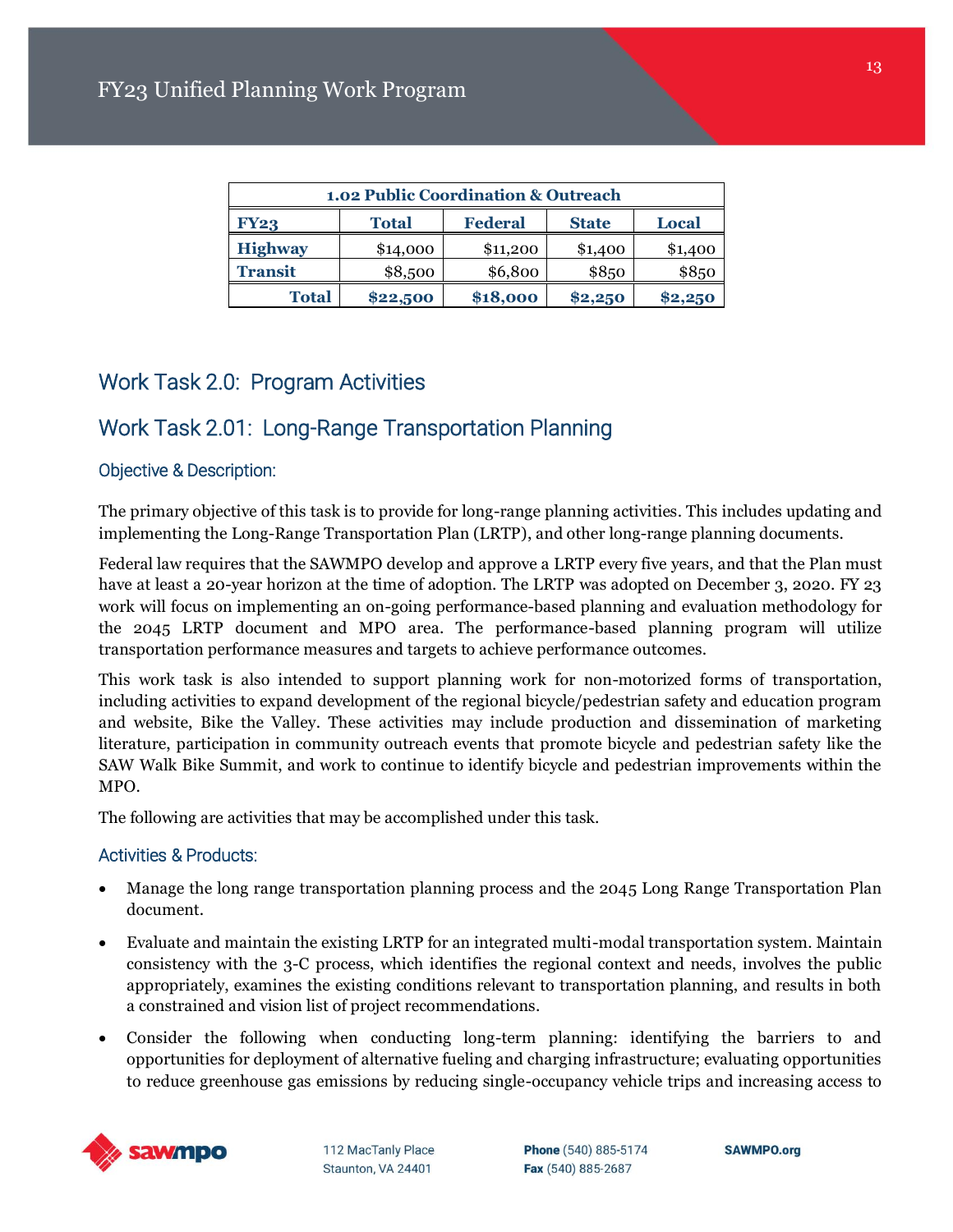| 1.02 Public Coordination & Outreach | | | | |
|---|---|---|---|---|
| **FY23** | **Total** | **Federal** | **State** | **Local** |
| **Highway** | $14,000 | $11,200 | $1,400 | $1,400 |
| **Transit** | $8,500 | $6,800 | $850 | $850 |
| **Total** | **$22,500** | **$18,000** | **$2,250** | **$2,250** |

## Work Task 2.0: Program Activities

## Work Task 2.01: Long-Range Transportation Planning

### Objective & Description:

The primary objective of this task is to provide for long-range planning activities. This includes updating and implementing the Long-Range Transportation Plan (LRTP), and other long-range planning documents.

Federal law requires that the SAWMPO develop and approve a LRTP every five years, and that the Plan must have at least a 20-year horizon at the time of adoption. The LRTP was adopted on December 3, 2020. FY 23 work will focus on implementing an on-going performance-based planning and evaluation methodology for the 2045 LRTP document and MPO area. The performance-based planning program will utilize transportation performance measures and targets to achieve performance outcomes.

This work task is also intended to support planning work for non-motorized forms of transportation, including activities to expand development of the regional bicycle/pedestrian safety and education program and website, Bike the Valley. These activities may include production and dissemination of marketing literature, participation in community outreach events that promote bicycle and pedestrian safety like the SAW Walk Bike Summit, and work to continue to identify bicycle and pedestrian improvements within the MPO.

The following are activities that may be accomplished under this task.

### Activities & Products:

- Manage the long range transportation planning process and the 2045 Long Range Transportation Plan document.
- Evaluate and maintain the existing LRTP for an integrated multi-modal transportation system. Maintain consistency with the 3-C process, which identifies the regional context and needs, involves the public appropriately, examines the existing conditions relevant to transportation planning, and results in both a constrained and vision list of project recommendations.
- Consider the following when conducting long-term planning: identifying the barriers to and opportunities for deployment of alternative fueling and charging infrastructure; evaluating opportunities to reduce greenhouse gas emissions by reducing single-occupancy vehicle trips and increasing access to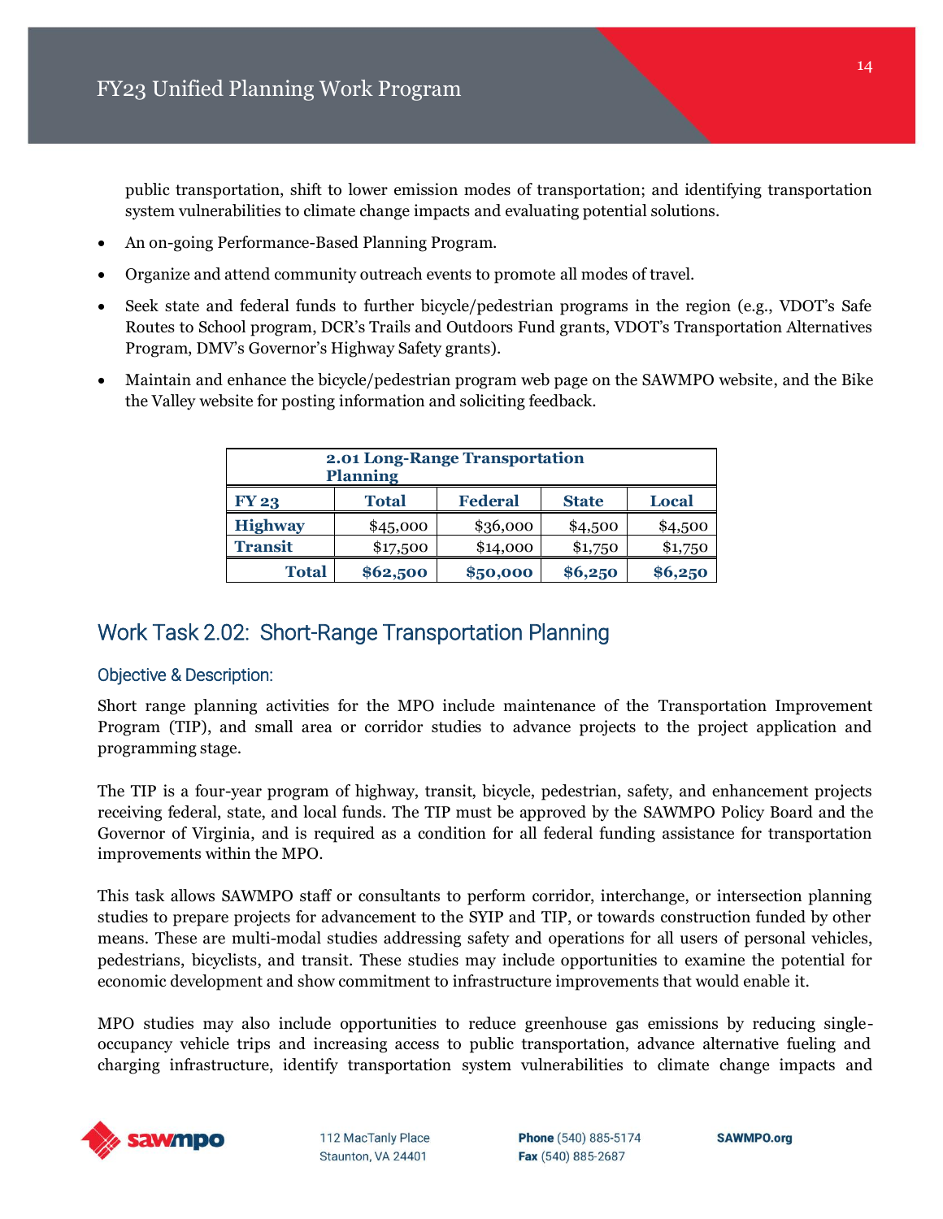public transportation, shift to lower emission modes of transportation; and identifying transportation system vulnerabilities to climate change impacts and evaluating potential solutions.

- An on-going Performance-Based Planning Program.
- Organize and attend community outreach events to promote all modes of travel.
- Seek state and federal funds to further bicycle/pedestrian programs in the region (e.g., VDOT's Safe Routes to School program, DCR's Trails and Outdoors Fund grants, VDOT's Transportation Alternatives Program, DMV's Governor's Highway Safety grants).
- Maintain and enhance the bicycle/pedestrian program web page on the SAWMPO website, and the Bike the Valley website for posting information and soliciting feedback.

| 2.01 Long-Range Transportation Planning | | | | |
|---|---|---|---|---|
| **FY 23** | **Total** | **Federal** | **State** | **Local** |
| **Highway** | $45,000 | $36,000 | $4,500 | $4,500 |
| **Transit** | $17,500 | $14,000 | $1,750 | $1,750 |
| **Total** | **$62,500** | **$50,000** | **$6,250** | **$6,250** |

## Work Task 2.02: Short-Range Transportation Planning

### Objective & Description:

Short range planning activities for the MPO include maintenance of the Transportation Improvement Program (TIP), and small area or corridor studies to advance projects to the project application and programming stage.

The TIP is a four-year program of highway, transit, bicycle, pedestrian, safety, and enhancement projects receiving federal, state, and local funds. The TIP must be approved by the SAWMPO Policy Board and the Governor of Virginia, and is required as a condition for all federal funding assistance for transportation improvements within the MPO.

This task allows SAWMPO staff or consultants to perform corridor, interchange, or intersection planning studies to prepare projects for advancement to the SYIP and TIP, or towards construction funded by other means. These are multi-modal studies addressing safety and operations for all users of personal vehicles, pedestrians, bicyclists, and transit. These studies may include opportunities to examine the potential for economic development and show commitment to infrastructure improvements that would enable it.

MPO studies may also include opportunities to reduce greenhouse gas emissions by reducing single-occupancy vehicle trips and increasing access to public transportation, advance alternative fueling and charging infrastructure, identify transportation system vulnerabilities to climate change impacts and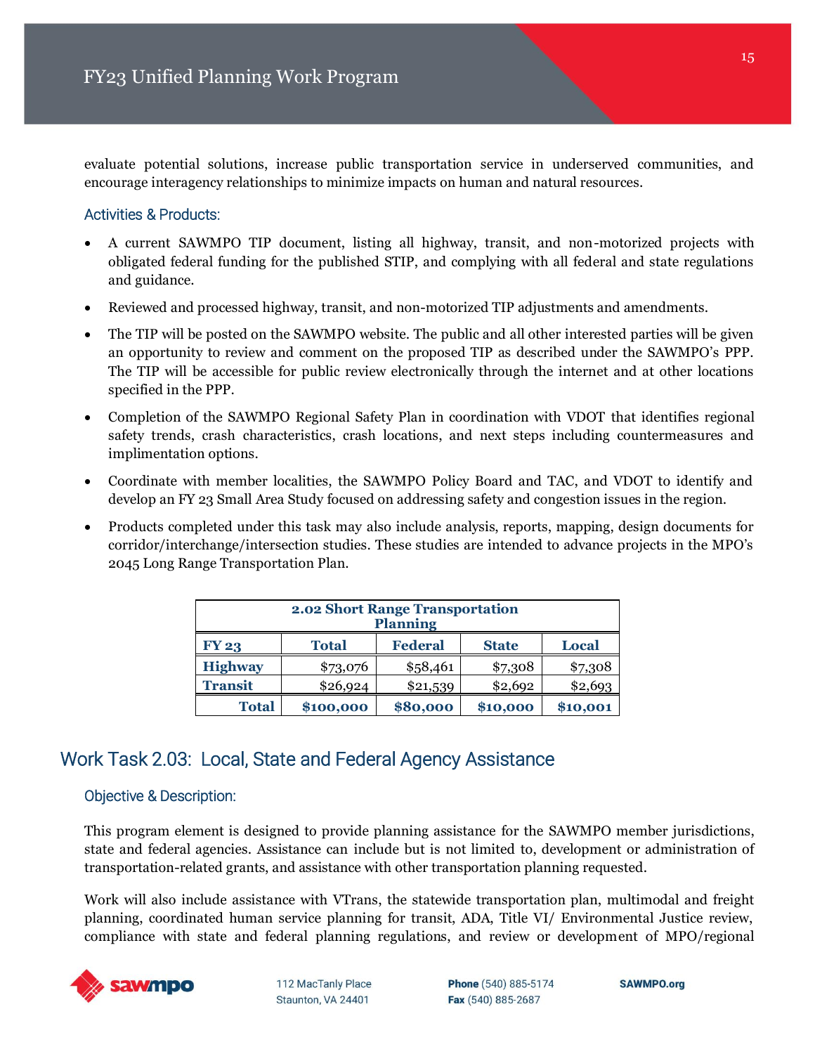evaluate potential solutions, increase public transportation service in underserved communities, and encourage interagency relationships to minimize impacts on human and natural resources.

### Activities & Products:

- A current SAWMPO TIP document, listing all highway, transit, and non-motorized projects with obligated federal funding for the published STIP, and complying with all federal and state regulations and guidance.
- Reviewed and processed highway, transit, and non-motorized TIP adjustments and amendments.
- The TIP will be posted on the SAWMPO website. The public and all other interested parties will be given an opportunity to review and comment on the proposed TIP as described under the SAWMPO's PPP. The TIP will be accessible for public review electronically through the internet and at other locations specified in the PPP.
- Completion of the SAWMPO Regional Safety Plan in coordination with VDOT that identifies regional safety trends, crash characteristics, crash locations, and next steps including countermeasures and implimentation options.
- Coordinate with member localities, the SAWMPO Policy Board and TAC, and VDOT to identify and develop an FY 23 Small Area Study focused on addressing safety and congestion issues in the region.
- Products completed under this task may also include analysis, reports, mapping, design documents for corridor/interchange/intersection studies. These studies are intended to advance projects in the MPO's 2045 Long Range Transportation Plan.

| 2.02 Short Range Transportation Planning | | | | |
|---|---|---|---|---|
| **FY 23** | **Total** | **Federal** | **State** | **Local** |
| **Highway** | $73,076 | $58,461 | $7,308 | $7,308 |
| **Transit** | $26,924 | $21,539 | $2,692 | $2,693 |
| **Total** | **$100,000** | **$80,000** | **$10,000** | **$10,001** |

## Work Task 2.03: Local, State and Federal Agency Assistance

### Objective & Description:

This program element is designed to provide planning assistance for the SAWMPO member jurisdictions, state and federal agencies. Assistance can include but is not limited to, development or administration of transportation-related grants, and assistance with other transportation planning requested.

Work will also include assistance with VTrans, the statewide transportation plan, multimodal and freight planning, coordinated human service planning for transit, ADA, Title VI/ Environmental Justice review, compliance with state and federal planning regulations, and review or development of MPO/regional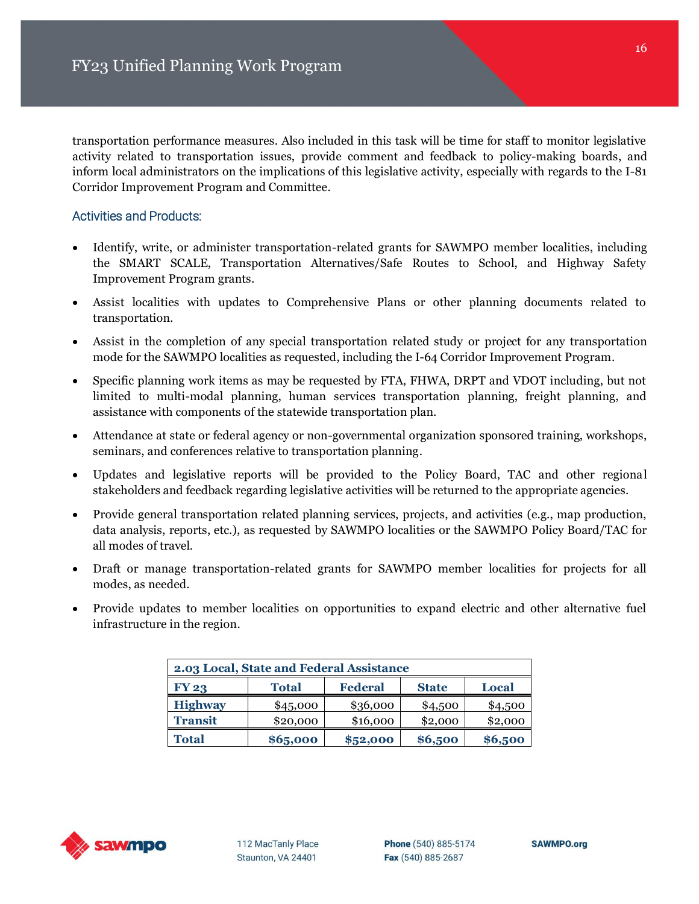transportation performance measures. Also included in this task will be time for staff to monitor legislative activity related to transportation issues, provide comment and feedback to policy-making boards, and inform local administrators on the implications of this legislative activity, especially with regards to the I-81 Corridor Improvement Program and Committee.

### Activities and Products:

- Identify, write, or administer transportation-related grants for SAWMPO member localities, including the SMART SCALE, Transportation Alternatives/Safe Routes to School, and Highway Safety Improvement Program grants.
- Assist localities with updates to Comprehensive Plans or other planning documents related to transportation.
- Assist in the completion of any special transportation related study or project for any transportation mode for the SAWMPO localities as requested, including the I-64 Corridor Improvement Program.
- Specific planning work items as may be requested by FTA, FHWA, DRPT and VDOT including, but not limited to multi-modal planning, human services transportation planning, freight planning, and assistance with components of the statewide transportation plan.
- Attendance at state or federal agency or non-governmental organization sponsored training, workshops, seminars, and conferences relative to transportation planning.
- Updates and legislative reports will be provided to the Policy Board, TAC and other regional stakeholders and feedback regarding legislative activities will be returned to the appropriate agencies.
- Provide general transportation related planning services, projects, and activities (e.g., map production, data analysis, reports, etc.), as requested by SAWMPO localities or the SAWMPO Policy Board/TAC for all modes of travel.
- Draft or manage transportation-related grants for SAWMPO member localities for projects for all modes, as needed.
- Provide updates to member localities on opportunities to expand electric and other alternative fuel infrastructure in the region.

| 2.03 Local, State and Federal Assistance | | | | |
|---|---|---|---|---|
| **FY 23** | **Total** | **Federal** | **State** | **Local** |
| **Highway** | $45,000 | $36,000 | $4,500 | $4,500 |
| **Transit** | $20,000 | $16,000 | $2,000 | $2,000 |
| **Total** | **$65,000** | **$52,000** | **$6,500** | **$6,500** |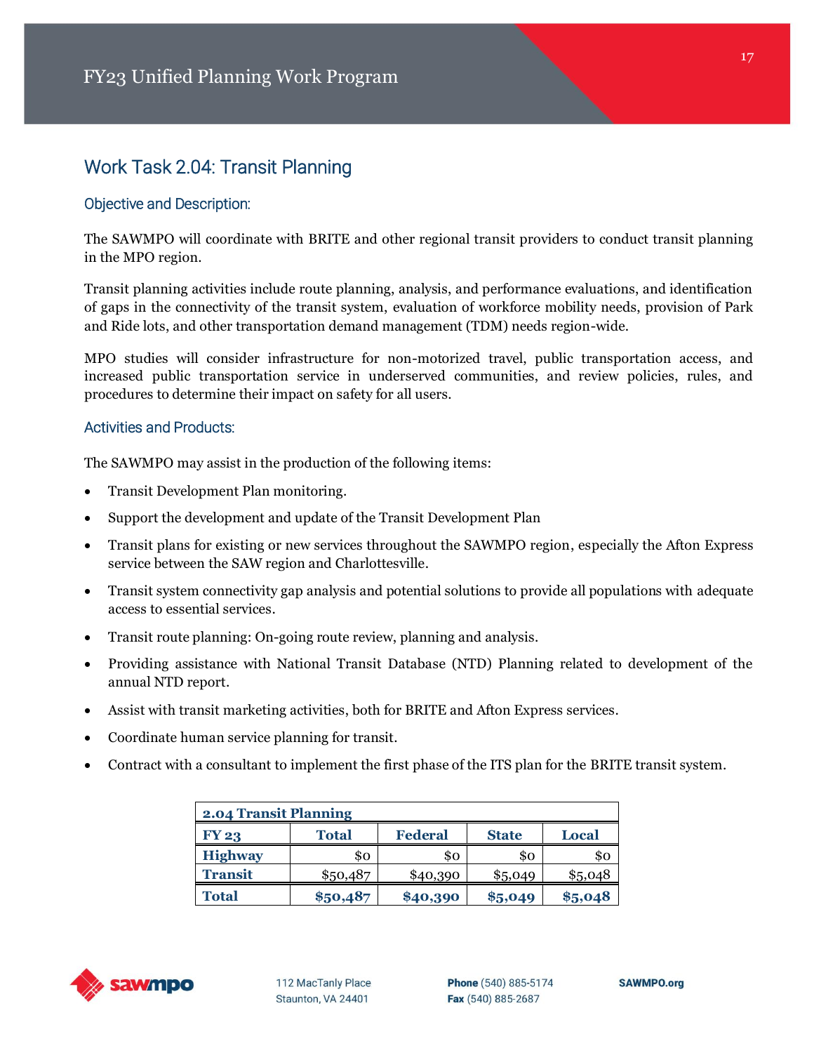## Work Task 2.04: Transit Planning

### Objective and Description:

The SAWMPO will coordinate with BRITE and other regional transit providers to conduct transit planning in the MPO region.

Transit planning activities include route planning, analysis, and performance evaluations, and identification of gaps in the connectivity of the transit system, evaluation of workforce mobility needs, provision of Park and Ride lots, and other transportation demand management (TDM) needs region-wide.

MPO studies will consider infrastructure for non-motorized travel, public transportation access, and increased public transportation service in underserved communities, and review policies, rules, and procedures to determine their impact on safety for all users.

### Activities and Products:

The SAWMPO may assist in the production of the following items:

- Transit Development Plan monitoring.
- Support the development and update of the Transit Development Plan
- Transit plans for existing or new services throughout the SAWMPO region, especially the Afton Express service between the SAW region and Charlottesville.
- Transit system connectivity gap analysis and potential solutions to provide all populations with adequate access to essential services.
- Transit route planning: On-going route review, planning and analysis.
- Providing assistance with National Transit Database (NTD) Planning related to development of the annual NTD report.
- Assist with transit marketing activities, both for BRITE and Afton Express services.
- Coordinate human service planning for transit.
- Contract with a consultant to implement the first phase of the ITS plan for the BRITE transit system.

| 2.04 Transit Planning | | | | |
|---|---|---|---|---|
| **FY 23** | **Total** | **Federal** | **State** | **Local** |
| **Highway** | $0 | $0 | $0 | $0 |
| **Transit** | $50,487 | $40,390 | $5,049 | $5,048 |
| **Total** | **$50,487** | **$40,390** | **$5,049** | **$5,048** |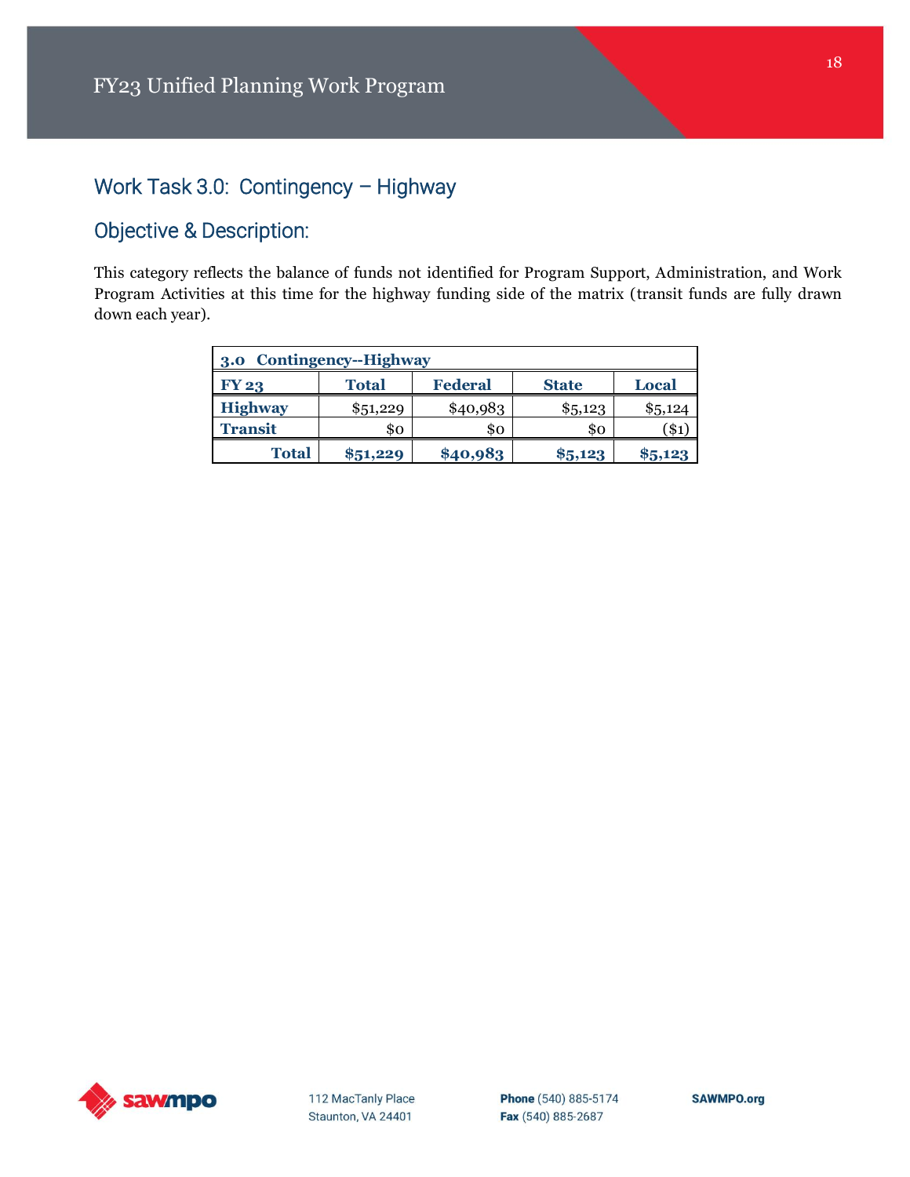## Work Task 3.0: Contingency – Highway

### Objective & Description:

This category reflects the balance of funds not identified for Program Support, Administration, and Work Program Activities at this time for the highway funding side of the matrix (transit funds are fully drawn down each year).

| 3.0 Contingency--Highway | | | | |
|---|---|---|---|---|
| **FY 23** | **Total** | **Federal** | **State** | **Local** |
| **Highway** | $51,229 | $40,983 | $5,123 | $5,124 |
| **Transit** | $0 | $0 | $0 | ($1) |
| **Total** | **$51,229** | **$40,983** | **$5,123** | **$5,123** |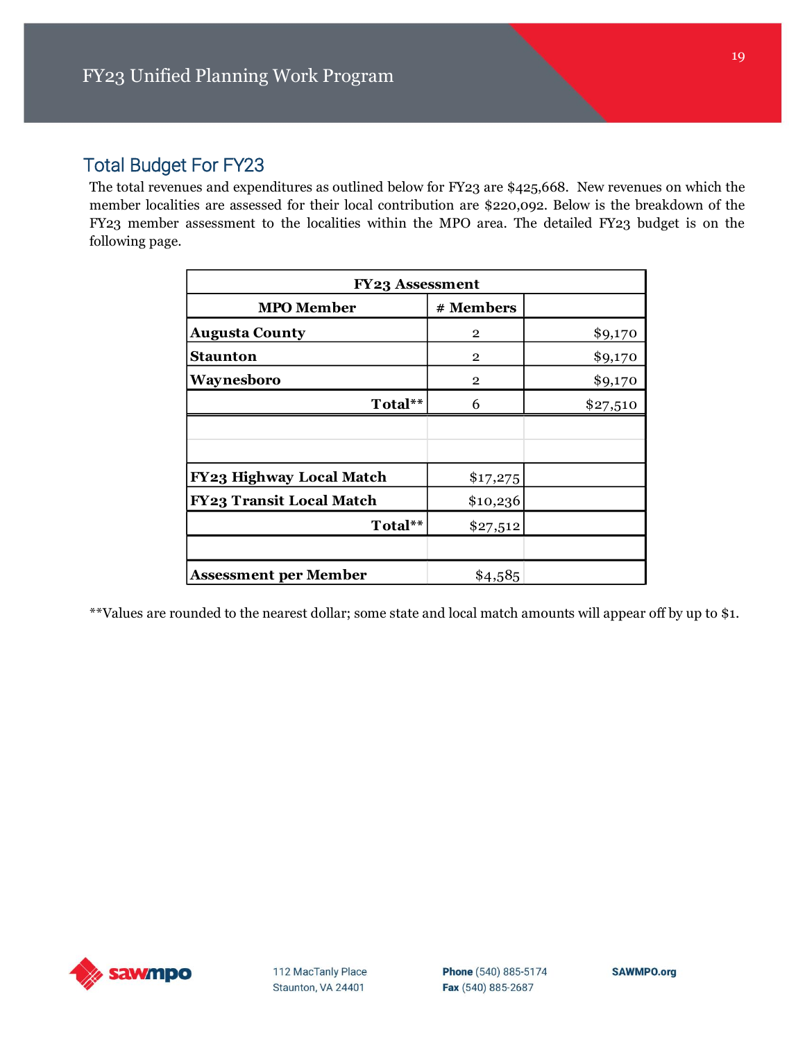## Total Budget For FY23

The total revenues and expenditures as outlined below for FY23 are $425,668. New revenues on which the member localities are assessed for their local contribution are $220,092. Below is the breakdown of the FY23 member assessment to the localities within the MPO area. The detailed FY23 budget is on the following page.

| FY23 Assessment | | |
|---|---|---|
| **MPO Member** | **# Members** | |
| **Augusta County** | 2 | $9,170 |
| **Staunton** | 2 | $9,170 |
| **Waynesboro** | 2 | $9,170 |
| **Total**** | 6 | $27,510 |
| | | |
| | | |
| **FY23 Highway Local Match** | $17,275 | |
| **FY23 Transit Local Match** | $10,236 | |
| **Total**** | $27,512 | |
| | | |
| **Assessment per Member** | $4,585 | |

**Values are rounded to the nearest dollar; some state and local match amounts will appear off by up to $1.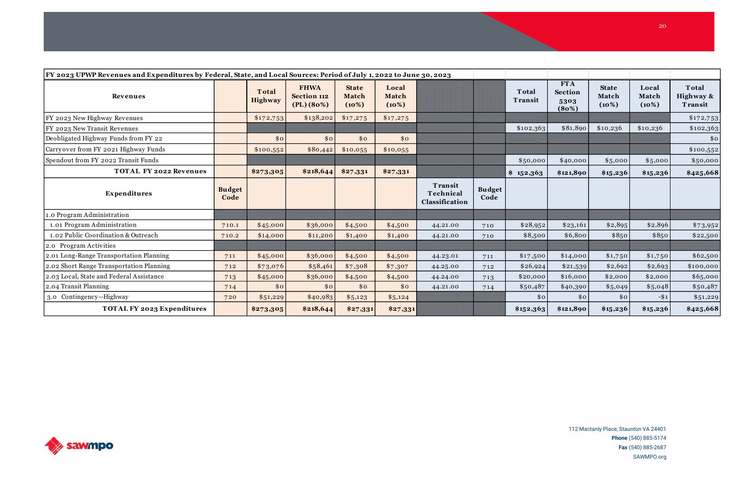| FY 2023 UPWP Revenues and Expenditures by Federal, State, and Local Sources: Period of July 1, 2022 to June 30, 2023 | | | | | | | | | | | | |
|---|---|---|---|---|---|---|---|---|---|---|---|---|
| **Revenues** | | **Total Highway** | **FHWA Section 112 (PL) (80%)** | **State Match (10%)** | **Local Match (10%)** | | | **Total Transit** | **FTA Section 5303 (80%)** | **State Match (10%)** | **Local Match (10%)** | **Total Highway & Transit** |
| FY 2023 New Highway Revenues | | $172,753 | $138,202 | $17,275 | $17,275 | | | | | | | $172,753 |
| FY 2023 New Transit Revenues | | | | | | | | $102,363 | $81,890 | $10,236 | $10,236 | $102,363 |
| Deobligated Highway Funds from FY 22 | | $0 | $0 | $0 | $0 | | | | | | | $0 |
| Carryover from FY 2021 Highway Funds | | $100,552 | $80,442 | $10,055 | $10,055 | | | | | | | $100,552 |
| Spendout from FY 2022 Transit Funds | | | | | | | | $50,000 | $40,000 | $5,000 | $5,000 | $50,000 |
| **TOTAL FY 2022 Revenues** | | **$273,305** | **$218,644** | **$27,331** | **$27,331** | | | **$ 152,363** | **$121,890** | **$15,236** | **$15,236** | **$425,668** |
| **Expenditures** | **Budget Code** | | | | | **Transit Technical Classification** | **Budget Code** | | | | | |
| 1.0 Program Administration | | | | | | | | | | | | |
| 1.01 Program Administration | 710.1 | $45,000 | $36,000 | $4,500 | $4,500 | 44.21.00 | 710 | $28,952 | $23,161 | $2,895 | $2,896 | $73,952 |
| 1.02 Public Coordination & Outreach | 710.2 | $14,000 | $11,200 | $1,400 | $1,400 | 44.21.00 | 710 | $8,500 | $6,800 | $850 | $850 | $22,500 |
| 2.0 Program Activities | | | | | | | | | | | | |
| 2.01 Long-Range Transportation Planning | 711 | $45,000 | $36,000 | $4,500 | $4,500 | 44.23.01 | 711 | $17,500 | $14,000 | $1,750 | $1,750 | $62,500 |
| 2.02 Short Range Transportation Planning | 712 | $73,076 | $58,461 | $7,308 | $7,307 | 44.25.00 | 712 | $26,924 | $21,539 | $2,692 | $2,693 | $100,000 |
| 2.03 Local, State and Federal Assistance | 713 | $45,000 | $36,000 | $4,500 | $4,500 | 44.24.00 | 713 | $20,000 | $16,000 | $2,000 | $2,000 | $65,000 |
| 2.04 Transit Planning | 714 | $0 | $0 | $0 | $0 | 44.21.00 | 714 | $50,487 | $40,390 | $5,049 | $5,048 | $50,487 |
| 3.0 Contingency--Highway | 720 | $51,229 | $40,983 | $5,123 | $5,124 | | | $0 | $0 | $0 | -$1 | $51,229 |
| **TOTAL FY 2023 Expenditures** | | **$273,305** | **$218,644** | **$27,331** | **$27,331** | | | **$152,363** | **$121,890** | **$15,236** | **$15,236** | **$425,668** |

sawmpo

112 Mactanly Place, Staunton VA 24401
**Phone** (540) 885-5174
**Fax** (540) 885-2687
SAWMPO.org